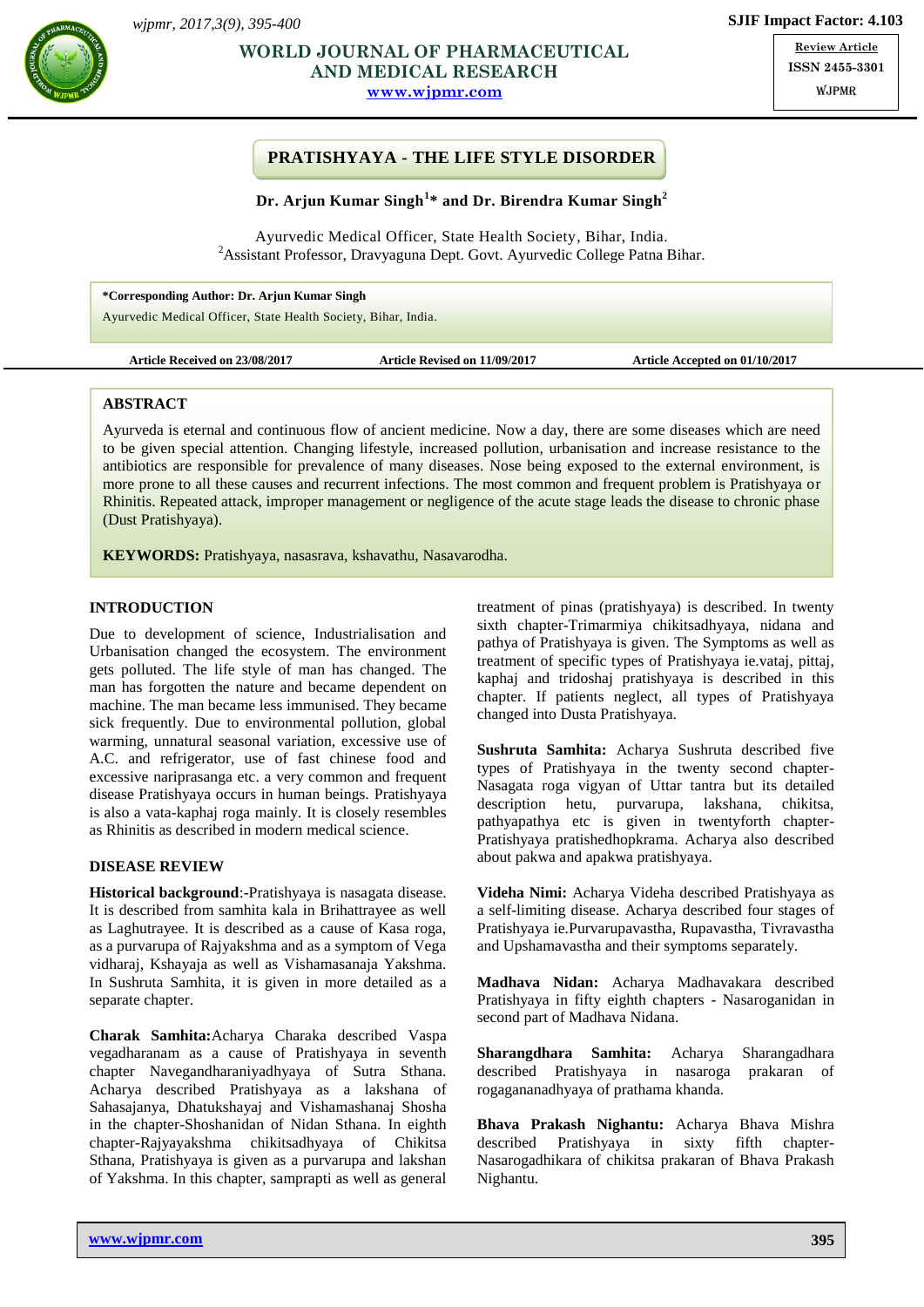WORLD JOURNAL OF PHARMACEUTICAL AND MEDICAL RESEARCH

www.wjpmr.com

SJIF Impact Factor: 4.103

Review Article

ISSN 2455-3301

WJPMR

# PRATISHYAYA - THE LIFE STYLE DISORDER

**Dr. Arjun Kumar Singh[1]* and Dr. Birendra Kumar Singh[2]**

Ayurvedic Medical Officer, State Health Society, Bihar, India.

[2]Assistant Professor, Dravyaguna Dept. Govt. Ayurvedic College Patna Bihar.

**\*Corresponding Author: Dr. Arjun Kumar Singh**

Ayurvedic Medical Officer, State Health Society, Bihar, India.

**Article Received on 23/08/2017** **Article Revised on 11/09/2017** **Article Accepted on 01/10/2017**

## ABSTRACT

Ayurveda is eternal and continuous flow of ancient medicine. Now a day, there are some diseases which are need to be given special attention. Changing lifestyle, increased pollution, urbanisation and increase resistance to the antibiotics are responsible for prevalence of many diseases. Nose being exposed to the external environment, is more prone to all these causes and recurrent infections. The most common and frequent problem is Pratishyaya or Rhinitis. Repeated attack, improper management or negligence of the acute stage leads the disease to chronic phase (Dust Pratishyaya).

**KEYWORDS:** Pratishyaya, nasasrava, kshavathu, Nasavarodha.

## INTRODUCTION

Due to development of science, Industrialisation and Urbanisation changed the ecosystem. The environment gets polluted. The life style of man has changed. The man has forgotten the nature and became dependent on machine. The man became less immunised. They became sick frequently. Due to environmental pollution, global warming, unnatural seasonal variation, excessive use of A.C. and refrigerator, use of fast chinese food and excessive nariprasanga etc. a very common and frequent disease Pratishyaya occurs in human beings. Pratishyaya is also a vata-kaphaj roga mainly. It is closely resembles as Rhinitis as described in modern medical science.

## DISEASE REVIEW

**Historical background**:-Pratishyaya is nasagata disease. It is described from samhita kala in Brihattrayee as well as Laghutrayee. It is described as a cause of Kasa roga, as a purvarupa of Rajyakshma and as a symptom of Vega vidharaj, Kshayaja as well as Vishamasanaja Yakshma. In Sushruta Samhita, it is given in more detailed as a separate chapter.

**Charak Samhita:**Acharya Charaka described Vaspa vegadharanam as a cause of Pratishyaya in seventh chapter Navegandharaniyadhyaya of Sutra Sthana. Acharya described Pratishyaya as a lakshana of Sahasajanya, Dhatukshayaj and Vishamashanaj Shosha in the chapter-Shoshanidan of Nidan Sthana. In eighth chapter-Rajyayakshma chikitsadhyaya of Chikitsa Sthana, Pratishyaya is given as a purvarupa and lakshan of Yakshma. In this chapter, samprapti as well as general treatment of pinas (pratishyaya) is described. In twenty sixth chapter-Trimarmiya chikitsadhyaya, nidana and pathya of Pratishyaya is given. The Symptoms as well as treatment of specific types of Pratishyaya ie.vataj, pittaj, kaphaj and tridoshaj pratishyaya is described in this chapter. If patients neglect, all types of Pratishyaya changed into Dusta Pratishyaya.

**Sushruta Samhita:** Acharya Sushruta described five types of Pratishyaya in the twenty second chapter-Nasagata roga vigyan of Uttar tantra but its detailed description hetu, purvarupa, lakshana, chikitsa, pathyapathya etc is given in twentyforth chapter-Pratishyaya pratishedhopkrama. Acharya also described about pakwa and apakwa pratishyaya.

**Videha Nimi:** Acharya Videha described Pratishyaya as a self-limiting disease. Acharya described four stages of Pratishyaya ie.Purvarupavastha, Rupavastha, Tivravastha and Upshamavastha and their symptoms separately.

**Madhava Nidan:** Acharya Madhavakara described Pratishyaya in fifty eighth chapters - Nasaroganidan in second part of Madhava Nidana.

**Sharangdhara Samhita:** Acharya Sharangadhara described Pratishyaya in nasaroga prakaran of rogagananadhyaya of prathama khanda.

**Bhava Prakash Nighantu:** Acharya Bhava Mishra described Pratishyaya in sixty fifth chapter-Nasarogadhikara of chikitsa prakaran of Bhava Prakash Nighantu.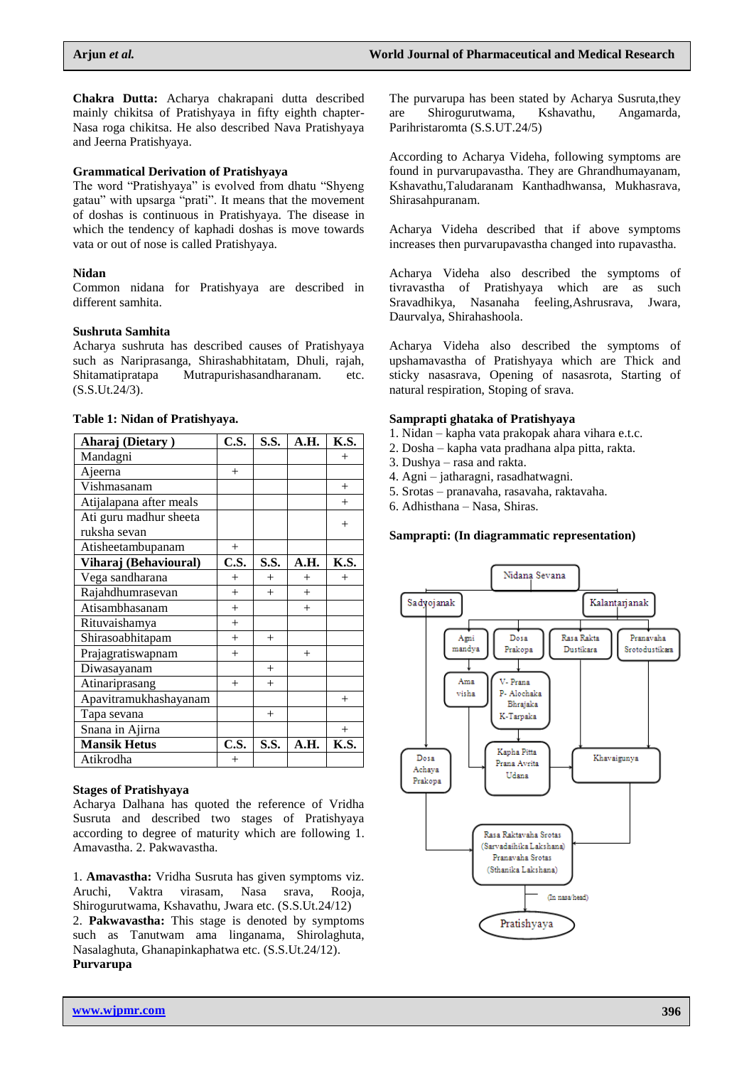**Chakra Dutta:** Acharya chakrapani dutta described mainly chikitsa of Pratishyaya in fifty eighth chapter-Nasa roga chikitsa. He also described Nava Pratishyaya and Jeerna Pratishyaya.

**Grammatical Derivation of Pratishyaya**

The word "Pratishyaya" is evolved from dhatu "Shyeng gatau" with upsarga "prati". It means that the movement of doshas is continuous in Pratishyaya. The disease in which the tendency of kaphadi doshas is move towards vata or out of nose is called Pratishyaya.

**Nidan**

Common nidana for Pratishyaya are described in different samhita.

**Sushruta Samhita**

Acharya sushruta has described causes of Pratishyaya such as Nariprasanga, Shirashabhitatam, Dhuli, rajah, Shitamatipratapa Mutrapurishasandharanam. etc. (S.S.Ut.24/3).

**Table 1: Nidan of Pratishyaya.**

| Aharaj (Dietary ) | C.S. | S.S. | A.H. | K.S. |
|---|---|---|---|---|
| Mandagni | | | | + |
| Ajeerna | + | | | |
| Vishmasanam | | | | + |
| Atijalapana after meals | | | | + |
| Ati guru madhur sheeta ruksha sevan | | | | + |
| Atisheetambupanam | + | | | |
| **Viharaj (Behavioural)** | **C.S.** | **S.S.** | **A.H.** | **K.S.** |
| Vega sandharana | + | + | + | + |
| Rajahdhumrasevan | + | + | + | |
| Atisambhasanam | + | | + | |
| Rituvaishamya | + | | | |
| Shirasoabhitapam | + | + | | |
| Prajagratiswapnam | + | | + | |
| Diwasayanam | | + | | |
| Atinariprasang | + | + | | |
| Apavitramukhashayanam | | | | + |
| Tapa sevana | | + | | |
| Snana in Ajirna | | | | + |
| **Mansik Hetus** | **C.S.** | **S.S.** | **A.H.** | **K.S.** |
| Atikrodha | + | | | |

**Stages of Pratishyaya**

Acharya Dalhana has quoted the reference of Vridha Susruta and described two stages of Pratishyaya according to degree of maturity which are following 1. Amavastha. 2. Pakwavastha.

1. **Amavastha:** Vridha Susruta has given symptoms viz. Aruchi, Vaktra virasam, Nasa srava, Rooja, Shirogurutwama, Kshavathu, Jwara etc. (S.S.Ut.24/12)
2. **Pakwavastha:** This stage is denoted by symptoms such as Tanutwam ama linganama, Shirolaghuta, Nasalaghuta, Ghanapinkaphatwa etc. (S.S.Ut.24/12).

**Purvarupa**

The purvarupa has been stated by Acharya Susruta,they are Shirogurutwama, Kshavathu, Angamarda, Parihristaromta (S.S.UT.24/5)

According to Acharya Videha, following symptoms are found in purvarupavastha. They are Ghrandhumayanam, Kshavathu,Taludaranam Kanthadhwansa, Mukhasrava, Shirasahpuranam.

Acharya Videha described that if above symptoms increases then purvarupavastha changed into rupavastha.

Acharya Videha also described the symptoms of tivravastha of Pratishyaya which are as such Sravadhikya, Nasanaha feeling,Ashrusrava, Jwara, Daurvalya, Shirahashoola.

Acharya Videha also described the symptoms of upshamavastha of Pratishyaya which are Thick and sticky nasasrava, Opening of nasasrota, Starting of natural respiration, Stoping of srava.

**Samprapti ghataka of Pratishyaya**

1. Nidan – kapha vata prakopak ahara vihara e.t.c.
2. Dosha – kapha vata pradhana alpa pitta, rakta.
3. Dushya – rasa and rakta.
4. Agni – jatharagni, rasadhatwagni.
5. Srotas – pranavaha, rasavaha, raktavaha.
6. Adhisthana – Nasa, Shiras.

**Samprapti: (In diagrammatic representation)**

Nidana Sevana → Sadyojanak / Kalantarjanak

Kalantarjanak → Agni mandya → Ama visha; Dosa Prakopa → V- Prana, P- Alochaka, Bhrajaka, K-Tarpaka; Rasa Rakta Dustikara; Pranavaha Srotodustikara

Ama visha, V- Prana, P- Alochaka, Bhrajaka, K-Tarpaka → Kapha Pitta Prana Avrita Udana

Rasa Rakta Dustikara, Pranavaha Srotodustikara → Khavaigunya

Sadyojanak → Dosa Achaya Prakopa

Dosa Achaya Prakopa, Kapha Pitta Prana Avrita Udana, Khavaigunya → Rasa Raktavaha Srotas (Sarvadaihika Lakshana) Pranavaha Srotas (Sthanika Lakshana) → (In nasa/head) → Pratishyaya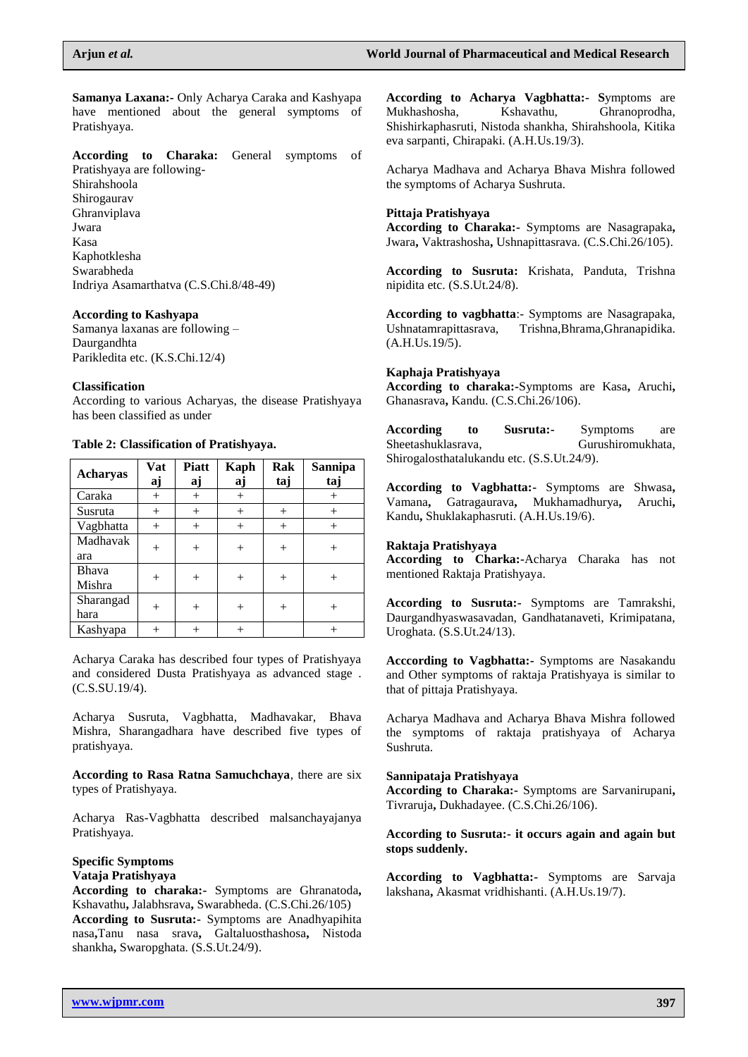**Samanya Laxana:-** Only Acharya Caraka and Kashyapa have mentioned about the general symptoms of Pratishyaya.

**According to Charaka:** General symptoms of Pratishyaya are following-
Shirahshoola
Shirogaurav
Ghranviplava
Jwara
Kasa
Kaphotklesha
Swarabheda
Indriya Asamarthatva (C.S.Chi.8/48-49)

**According to Kashyapa**
Samanya laxanas are following –
Daurgandhta
Parikledita etc. (K.S.Chi.12/4)

**Classification**
According to various Acharyas, the disease Pratishyaya has been classified as under

**Table 2: Classification of Pratishyaya.**

| Acharyas | Vataj | Piattaj | Kaphaj | Raktaj | Sannipataj |
|---|---|---|---|---|---|
| Caraka | + | + | + | | + |
| Susruta | + | + | + | + | + |
| Vagbhatta | + | + | + | + | + |
| Madhavakara | + | + | + | + | + |
| Bhava Mishra | + | + | + | + | + |
| Sharangadhara | + | + | + | + | + |
| Kashyapa | + | + | + | | + |

Acharya Caraka has described four types of Pratishyaya and considered Dusta Pratishyaya as advanced stage . (C.S.SU.19/4).

Acharya Susruta, Vagbhatta, Madhavakar, Bhava Mishra, Sharangadhara have described five types of pratishyaya.

**According to Rasa Ratna Samuchchaya**, there are six types of Pratishyaya.

Acharya Ras-Vagbhatta described malsanchayajanya Pratishyaya.

**Specific Symptoms**
**Vataja Pratishyaya**
**According to charaka:-** Symptoms are Ghranatoda**,** Kshavathu**,** Jalabhsrava**,** Swarabheda. (C.S.Chi.26/105)
**According to Susruta:-** Symptoms are Anadhyapihita nasa**,**Tanu nasa srava**,** Galtaluosthashosa**,** Nistoda shankha**,** Swaropghata. (S.S.Ut.24/9).

**According to Acharya Vagbhatta:- S**ymptoms are Mukhashosha, Kshavathu, Ghranoprodha, Shishirkaphasruti, Nistoda shankha, Shirahshoola, Kitika eva sarpanti, Chirapaki. (A.H.Us.19/3).

Acharya Madhava and Acharya Bhava Mishra followed the symptoms of Acharya Sushruta.

**Pittaja Pratishyaya**
**According to Charaka:-** Symptoms are Nasagrapaka**,** Jwara**,** Vaktrashosha**,** Ushnapittasrava. (C.S.Chi.26/105).

**According to Susruta:** Krishata, Panduta, Trishna nipidita etc. (S.S.Ut.24/8).

**According to vagbhatta**:- Symptoms are Nasagrapaka, Ushnatamrapittasrava, Trishna,Bhrama,Ghranapidika. (A.H.Us.19/5).

**Kaphaja Pratishyaya**
**According to charaka:-**Symptoms are Kasa**,** Aruchi**,** Ghanasrava**,** Kandu. (C.S.Chi.26/106).

**According to Susruta:-** Symptoms are Sheetashuklasrava, Gurushiromukhata, Shirogalosthatalukandu etc. (S.S.Ut.24/9).

**According to Vagbhatta:-** Symptoms are Shwasa**,** Vamana**,** Gatragaurava**,** Mukhamadhurya**,** Aruchi**,** Kandu**,** Shuklakaphasruti. (A.H.Us.19/6).

**Raktaja Pratishyaya**
**According to Charka:-**Acharya Charaka has not mentioned Raktaja Pratishyaya.

**According to Susruta:-** Symptoms are Tamrakshi, Daurgandhyaswasavadan, Gandhatanaveti, Krimipatana, Uroghata. (S.S.Ut.24/13).

**Acccording to Vagbhatta:-** Symptoms are Nasakandu and Other symptoms of raktaja Pratishyaya is similar to that of pittaja Pratishyaya.

Acharya Madhava and Acharya Bhava Mishra followed the symptoms of raktaja pratishyaya of Acharya Sushruta.

**Sannipataja Pratishyaya**
**According to Charaka:-** Symptoms are Sarvanirupani**,** Tivraruja**,** Dukhadayee. (C.S.Chi.26/106).

**According to Susruta:- it occurs again and again but stops suddenly.**

**According to Vagbhatta:-** Symptoms are Sarvaja lakshana**,** Akasmat vridhishanti. (A.H.Us.19/7).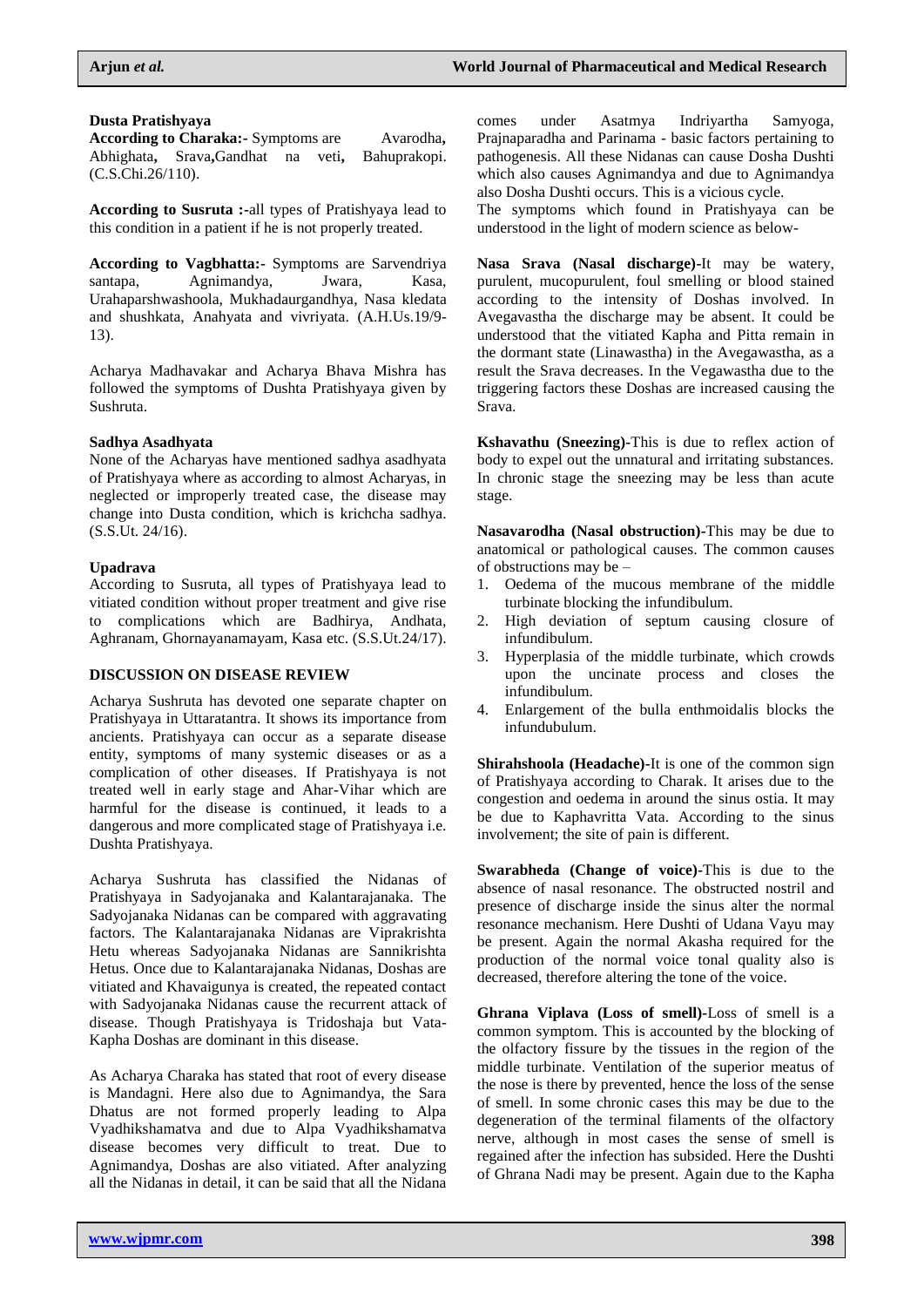**Dusta Pratishyaya**

**According to Charaka:-** Symptoms are Avarodha**,** Abhighata**,** Srava**,**Gandhat na veti**,** Bahuprakopi. (C.S.Chi.26/110).

**According to Susruta :-**all types of Pratishyaya lead to this condition in a patient if he is not properly treated.

**According to Vagbhatta:-** Symptoms are Sarvendriya santapa, Agnimandya, Jwara, Kasa, Urahaparshwashoola, Mukhadaurgandhya, Nasa kledata and shushkata, Anahyata and vivriyata. (A.H.Us.19/9-13).

Acharya Madhavakar and Acharya Bhava Mishra has followed the symptoms of Dushta Pratishyaya given by Sushruta.

**Sadhya Asadhyata**

None of the Acharyas have mentioned sadhya asadhyata of Pratishyaya where as according to almost Acharyas, in neglected or improperly treated case, the disease may change into Dusta condition, which is krichcha sadhya. (S.S.Ut. 24/16).

**Upadrava**

According to Susruta, all types of Pratishyaya lead to vitiated condition without proper treatment and give rise to complications which are Badhirya, Andhata, Aghranam, Ghornayanamayam, Kasa etc. (S.S.Ut.24/17).

**DISCUSSION ON DISEASE REVIEW**

Acharya Sushruta has devoted one separate chapter on Pratishyaya in Uttaratantra. It shows its importance from ancients. Pratishyaya can occur as a separate disease entity, symptoms of many systemic diseases or as a complication of other diseases. If Pratishyaya is not treated well in early stage and Ahar-Vihar which are harmful for the disease is continued, it leads to a dangerous and more complicated stage of Pratishyaya i.e. Dushta Pratishyaya.

Acharya Sushruta has classified the Nidanas of Pratishyaya in Sadyojanaka and Kalantarajanaka. The Sadyojanaka Nidanas can be compared with aggravating factors. The Kalantarajanaka Nidanas are Viprakrishta Hetu whereas Sadyojanaka Nidanas are Sannikrishta Hetus. Once due to Kalantarajanaka Nidanas, Doshas are vitiated and Khavaigunya is created, the repeated contact with Sadyojanaka Nidanas cause the recurrent attack of disease. Though Pratishyaya is Tridoshaja but Vata-Kapha Doshas are dominant in this disease.

As Acharya Charaka has stated that root of every disease is Mandagni. Here also due to Agnimandya, the Sara Dhatus are not formed properly leading to Alpa Vyadhikshamatva and due to Alpa Vyadhikshamatva disease becomes very difficult to treat. Due to Agnimandya, Doshas are also vitiated. After analyzing all the Nidanas in detail, it can be said that all the Nidana comes under Asatmya Indriyartha Samyoga, Prajnaparadha and Parinama - basic factors pertaining to pathogenesis. All these Nidanas can cause Dosha Dushti which also causes Agnimandya and due to Agnimandya also Dosha Dushti occurs. This is a vicious cycle.

The symptoms which found in Pratishyaya can be understood in the light of modern science as below-

**Nasa Srava (Nasal discharge)-**It may be watery, purulent, mucopurulent, foul smelling or blood stained according to the intensity of Doshas involved. In Avegavastha the discharge may be absent. It could be understood that the vitiated Kapha and Pitta remain in the dormant state (Linawastha) in the Avegawastha, as a result the Srava decreases. In the Vegawastha due to the triggering factors these Doshas are increased causing the Srava.

**Kshavathu (Sneezing)-**This is due to reflex action of body to expel out the unnatural and irritating substances. In chronic stage the sneezing may be less than acute stage.

**Nasavarodha (Nasal obstruction)-**This may be due to anatomical or pathological causes. The common causes of obstructions may be –

1. Oedema of the mucous membrane of the middle turbinate blocking the infundibulum.
2. High deviation of septum causing closure of infundibulum.
3. Hyperplasia of the middle turbinate, which crowds upon the uncinate process and closes the infundibulum.
4. Enlargement of the bulla enthmoidalis blocks the infundubulum.

**Shirahshoola (Headache)-**It is one of the common sign of Pratishyaya according to Charak. It arises due to the congestion and oedema in around the sinus ostia. It may be due to Kaphavritta Vata. According to the sinus involvement; the site of pain is different.

**Swarabheda (Change of voice)-**This is due to the absence of nasal resonance. The obstructed nostril and presence of discharge inside the sinus alter the normal resonance mechanism. Here Dushti of Udana Vayu may be present. Again the normal Akasha required for the production of the normal voice tonal quality also is decreased, therefore altering the tone of the voice.

**Ghrana Viplava (Loss of smell)-**Loss of smell is a common symptom. This is accounted by the blocking of the olfactory fissure by the tissues in the region of the middle turbinate. Ventilation of the superior meatus of the nose is there by prevented, hence the loss of the sense of smell. In some chronic cases this may be due to the degeneration of the terminal filaments of the olfactory nerve, although in most cases the sense of smell is regained after the infection has subsided. Here the Dushti of Ghrana Nadi may be present. Again due to the Kapha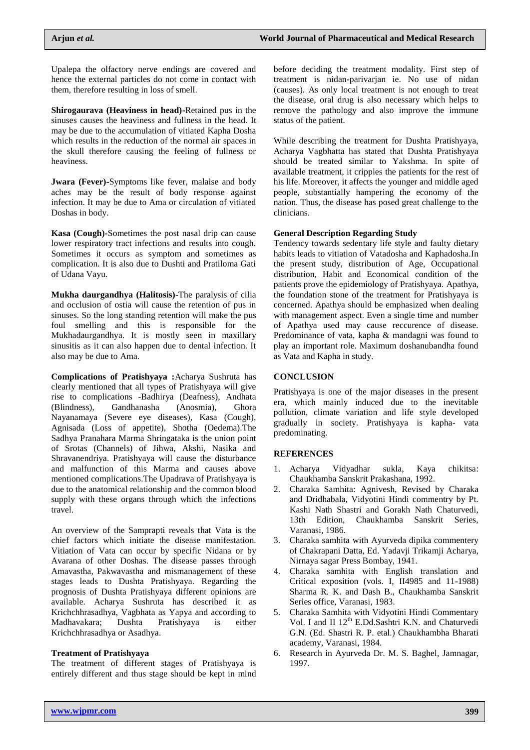Upalepa the olfactory nerve endings are covered and hence the external particles do not come in contact with them, therefore resulting in loss of smell.

**Shirogaurava (Heaviness in head)-**Retained pus in the sinuses causes the heaviness and fullness in the head. It may be due to the accumulation of vitiated Kapha Dosha which results in the reduction of the normal air spaces in the skull therefore causing the feeling of fullness or heaviness.

**Jwara (Fever)-**Symptoms like fever, malaise and body aches may be the result of body response against infection. It may be due to Ama or circulation of vitiated Doshas in body.

**Kasa (Cough)-**Sometimes the post nasal drip can cause lower respiratory tract infections and results into cough. Sometimes it occurs as symptom and sometimes as complication. It is also due to Dushti and Pratiloma Gati of Udana Vayu.

**Mukha daurgandhya (Halitosis)-**The paralysis of cilia and occlusion of ostia will cause the retention of pus in sinuses. So the long standing retention will make the pus foul smelling and this is responsible for the Mukhadaurgandhya. It is mostly seen in maxillary sinusitis as it can also happen due to dental infection. It also may be due to Ama.

**Complications of Pratishyaya :**Acharya Sushruta has clearly mentioned that all types of Pratishyaya will give rise to complications -Badhirya (Deafness), Andhata (Blindness), Gandhanasha (Anosmia), Ghora Nayanamaya (Severe eye diseases), Kasa (Cough), Agnisada (Loss of appetite), Shotha (Oedema).The Sadhya Pranahara Marma Shringataka is the union point of Srotas (Channels) of Jihwa, Akshi, Nasika and Shravanendriya. Pratishyaya will cause the disturbance and malfunction of this Marma and causes above mentioned complications.The Upadrava of Pratishyaya is due to the anatomical relationship and the common blood supply with these organs through which the infections travel.

An overview of the Samprapti reveals that Vata is the chief factors which initiate the disease manifestation. Vitiation of Vata can occur by specific Nidana or by Avarana of other Doshas. The disease passes through Amavastha, Pakwavastha and mismanagement of these stages leads to Dushta Pratishyaya. Regarding the prognosis of Dushta Pratishyaya different opinions are available. Acharya Sushruta has described it as Krichchhrasadhya, Vagbhata as Yapya and according to Madhavakara; Dushta Pratishyaya is either Krichchhrasadhya or Asadhya.

**Treatment of Pratishyaya**

The treatment of different stages of Pratishyaya is entirely different and thus stage should be kept in mind before deciding the treatment modality. First step of treatment is nidan-parivarjan ie. No use of nidan (causes). As only local treatment is not enough to treat the disease, oral drug is also necessary which helps to remove the pathology and also improve the immune status of the patient.

While describing the treatment for Dushta Pratishyaya, Acharya Vagbhatta has stated that Dushta Pratishyaya should be treated similar to Yakshma. In spite of available treatment, it cripples the patients for the rest of his life. Moreover, it affects the younger and middle aged people, substantially hampering the economy of the nation. Thus, the disease has posed great challenge to the clinicians.

**General Description Regarding Study**

Tendency towards sedentary life style and faulty dietary habits leads to vitiation of Vatadosha and Kaphadosha.In the present study, distribution of Age, Occupational distribution, Habit and Economical condition of the patients prove the epidemiology of Pratishyaya. Apathya, the foundation stone of the treatment for Pratishyaya is concerned. Apathya should be emphasized when dealing with management aspect. Even a single time and number of Apathya used may cause reccurence of disease. Predominance of vata, kapha & mandagni was found to play an important role. Maximum doshanubandha found as Vata and Kapha in study.

## CONCLUSION

Pratishyaya is one of the major diseases in the present era, which mainly induced due to the inevitable pollution, climate variation and life style developed gradually in society. Pratishyaya is kapha- vata predominating.

## REFERENCES

1. Acharya Vidyadhar sukla, Kaya chikitsa: Chaukhamba Sanskrit Prakashana, 1992.
2. Charaka Samhita: Agnivesh, Revised by Charaka and Dridhabala, Vidyotini Hindi commentry by Pt. Kashi Nath Shastri and Gorakh Nath Chaturvedi, 13th Edition, Chaukhamba Sanskrit Series, Varanasi, 1986.
3. Charaka samhita with Ayurveda dipika commentery of Chakrapani Datta, Ed. Yadavji Trikamji Acharya, Nirnaya sagar Press Bombay, 1941.
4. Charaka samhita with English translation and Critical exposition (vols. I, II4985 and 11-1988) Sharma R. K. and Dash B., Chaukhamba Sanskrit Series office, Varanasi, 1983.
5. Charaka Samhita with Vidyotini Hindi Commentary Vol. I and II 12th E.Dd.Sashtri K.N. and Chaturvedi G.N. (Ed. Shastri R. P. etal.) Chaukhambha Bharati academy, Varanasi, 1984.
6. Research in Ayurveda Dr. M. S. Baghel, Jamnagar, 1997.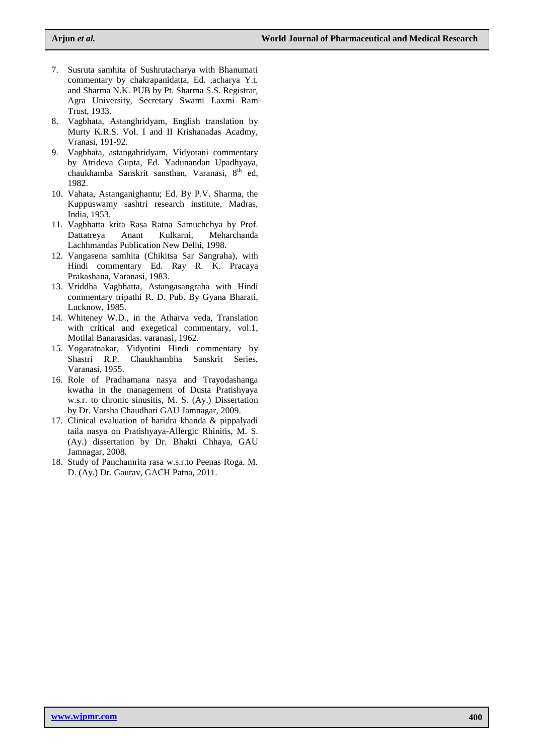7. Susruta samhita of Sushrutacharya with Bhanumati commentary by chakrapanidatta, Ed. ,acharya Y.t. and Sharma N.K. PUB by Pt. Sharma S.S. Registrar, Agra University, Secretary Swami Laxmi Ram Trust, 1933.
8. Vagbhata, Astanghridyam, English translation by Murty K.R.S. Vol. I and II Krishanadas Acadmy, Vranasi, 191-92.
9. Vagbhata, astangahridyam, Vidyotani commentary by Atrideva Gupta, Ed. Yadunandan Upadhyaya, chaukhamba Sanskrit sansthan, Varanasi, 8th ed, 1982.
10. Vahata, Astanganighantu; Ed. By P.V. Sharma, the Kuppuswamy sashtri research institute, Madras, India, 1953.
11. Vagbhatta krita Rasa Ratna Samuchchya by Prof. Dattatreya Anant Kulkarni, Meharchanda Lachhmandas Publication New Delhi, 1998.
12. Vangasena samhita (Chikitsa Sar Sangraha), with Hindi commentary Ed. Ray R. K. Pracaya Prakashana, Varanasi, 1983.
13. Vriddha Vagbhatta, Astangasangraha with Hindi commentary tripathi R. D. Pub. By Gyana Bharati, Lucknow, 1985.
14. Whiteney W.D., in the Atharva veda, Translation with critical and exegetical commentary, vol.1, Motilal Banarasidas. varanasi, 1962.
15. Yogaratnakar, Vidyotini Hindi commentary by Shastri R.P. Chaukhambha Sanskrit Series, Varanasi, 1955.
16. Role of Pradhamana nasya and Trayodashanga kwatha in the management of Dusta Pratishyaya w.s.r. to chronic sinusitis, M. S. (Ay.) Dissertation by Dr. Varsha Chaudhari GAU Jamnagar, 2009.
17. Clinical evaluation of haridra khanda & pippalyadi taila nasya on Pratishyaya-Allergic Rhinitis, M. S. (Ay.) dissertation by Dr. Bhakti Chhaya, GAU Jamnagar, 2008.
18. Study of Panchamrita rasa w.s.r.to Peenas Roga. M. D. (Ay.) Dr. Gaurav, GACH Patna, 2011.